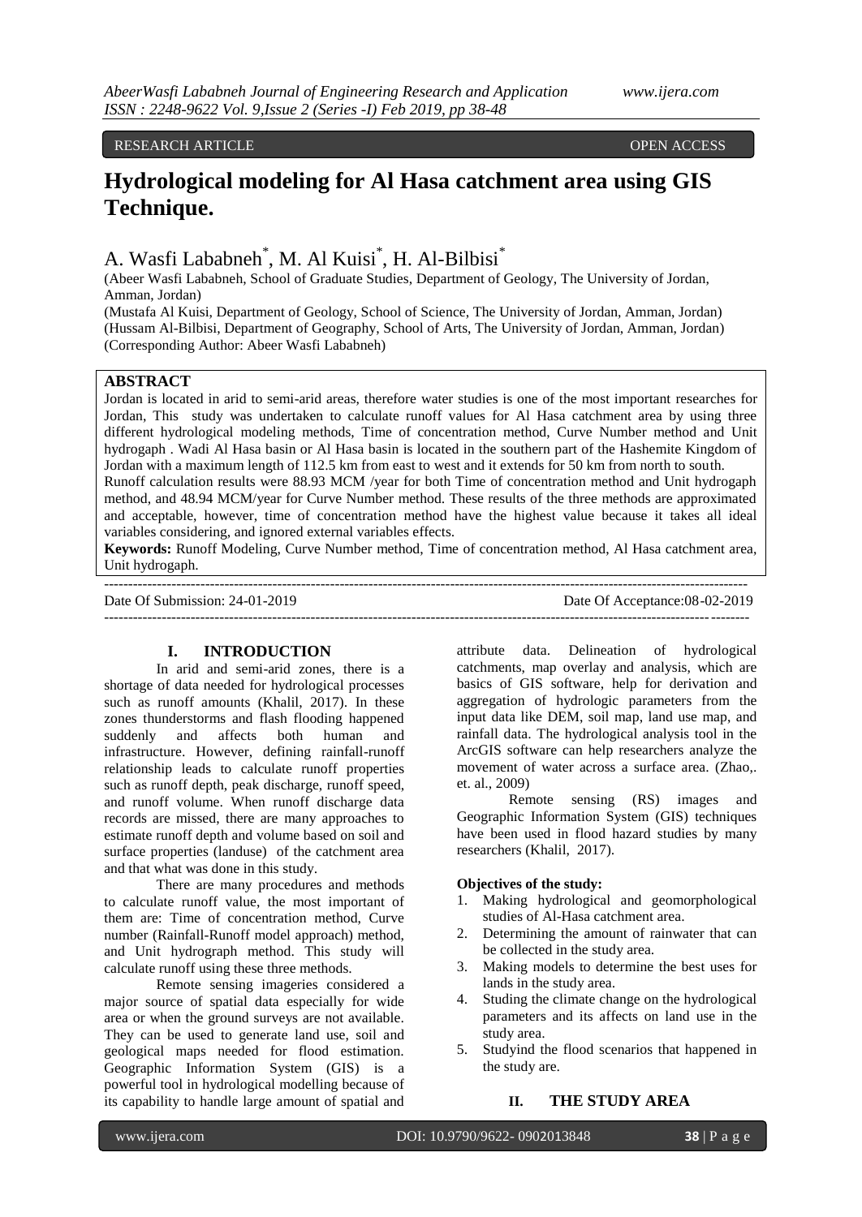RESEARCH ARTICLE OPEN ACCESS

# Hydrological modeling for Al Hasa catchment area using GIS Technique.

A. Wasfi Lababneh[*], M. Al Kuisi[*], H. Al-Bilbisi[*]

(Abeer Wasfi Lababneh, School of Graduate Studies, Department of Geology, The University of Jordan, Amman, Jordan)
(Mustafa Al Kuisi, Department of Geology, School of Science, The University of Jordan, Amman, Jordan)
(Hussam Al-Bilbisi, Department of Geography, School of Arts, The University of Jordan, Amman, Jordan)
(Corresponding Author: Abeer Wasfi Lababneh)

## ABSTRACT

Jordan is located in arid to semi-arid areas, therefore water studies is one of the most important researches for Jordan, This study was undertaken to calculate runoff values for Al Hasa catchment area by using three different hydrological modeling methods, Time of concentration method, Curve Number method and Unit hydrograph . Wadi Al Hasa basin or Al Hasa basin is located in the southern part of the Hashemite Kingdom of Jordan with a maximum length of 112.5 km from east to west and it extends for 50 km from north to south.

Runoff calculation results were 88.93 MCM /year for both Time of concentration method and Unit hydrograph method, and 48.94 MCM/year for Curve Number method. These results of the three methods are approximated and acceptable, however, time of concentration method have the highest value because it takes all ideal variables considering, and ignored external variables effects.

**Keywords:** Runoff Modeling, Curve Number method, Time of concentration method, Al Hasa catchment area, Unit hydrogaph.

---

Date Of Submission: 24-01-2019 Date Of Acceptance:08-02-2019

---

## I. INTRODUCTION

In arid and semi-arid zones, there is a shortage of data needed for hydrological processes such as runoff amounts (Khalil, 2017). In these zones thunderstorms and flash flooding happened suddenly and affects both human and infrastructure. However, defining rainfall-runoff relationship leads to calculate runoff properties such as runoff depth, peak discharge, runoff speed, and runoff volume. When runoff discharge data records are missed, there are many approaches to estimate runoff depth and volume based on soil and surface properties (landuse) of the catchment area and that what was done in this study.

There are many procedures and methods to calculate runoff value, the most important of them are: Time of concentration method, Curve number (Rainfall-Runoff model approach) method, and Unit hydrograph method. This study will calculate runoff using these three methods.

Remote sensing imageries considered a major source of spatial data especially for wide area or when the ground surveys are not available. They can be used to generate land use, soil and geological maps needed for flood estimation. Geographic Information System (GIS) is a powerful tool in hydrological modelling because of its capability to handle large amount of spatial and attribute data. Delineation of hydrological catchments, map overlay and analysis, which are basics of GIS software, help for derivation and aggregation of hydrologic parameters from the input data like DEM, soil map, land use map, and rainfall data. The hydrological analysis tool in the ArcGIS software can help researchers analyze the movement of water across a surface area. (Zhao,. et. al., 2009)

Remote sensing (RS) images and Geographic Information System (GIS) techniques have been used in flood hazard studies by many researchers (Khalil, 2017).

**Objectives of the study:**

1. Making hydrological and geomorphological studies of Al-Hasa catchment area.
2. Determining the amount of rainwater that can be collected in the study area.
3. Making models to determine the best uses for lands in the study area.
4. Studing the climate change on the hydrological parameters and its affects on land use in the study area.
5. Studyind the flood scenarios that happened in the study are.

## II. THE STUDY AREA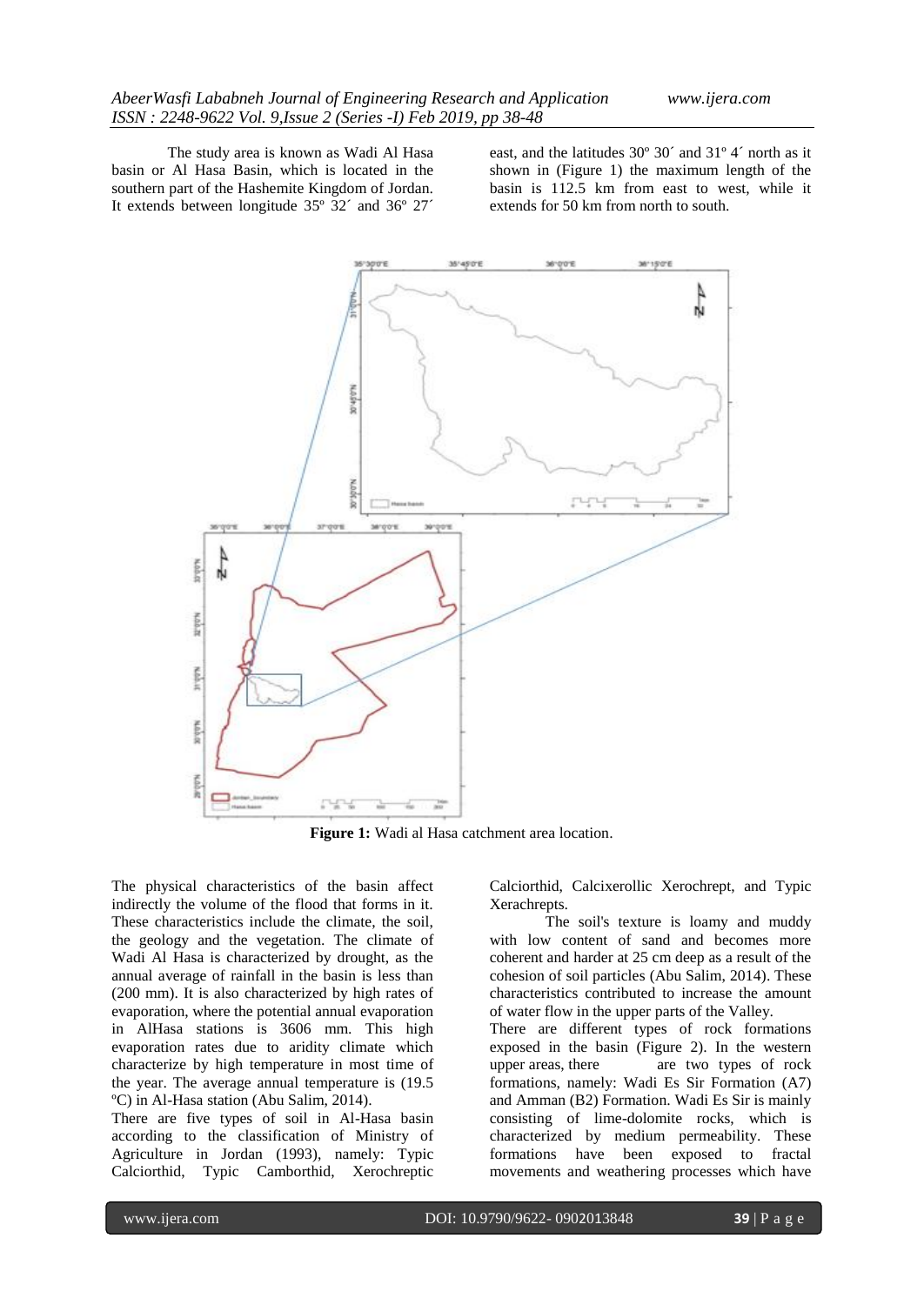The study area is known as Wadi Al Hasa basin or Al Hasa Basin, which is located in the southern part of the Hashemite Kingdom of Jordan. It extends between longitude 35º 32´ and 36º 27´ east, and the latitudes 30º 30´ and 31º 4´ north as it shown in (Figure 1) the maximum length of the basin is 112.5 km from east to west, while it extends for 50 km from north to south.

**Figure 1:** Wadi al Hasa catchment area location.

The physical characteristics of the basin affect indirectly the volume of the flood that forms in it. These characteristics include the climate, the soil, the geology and the vegetation. The climate of Wadi Al Hasa is characterized by drought, as the annual average of rainfall in the basin is less than (200 mm). It is also characterized by high rates of evaporation, where the potential annual evaporation in AlHasa stations is 3606 mm. This high evaporation rates due to aridity climate which characterize by high temperature in most time of the year. The average annual temperature is (19.5 ºC) in Al-Hasa station (Abu Salim, 2014).

There are five types of soil in Al-Hasa basin according to the classification of Ministry of Agriculture in Jordan (1993), namely: Typic Calciorthid, Typic Camborthid, Xerochreptic Calciorthid, Calcixerollic Xerochrept, and Typic Xerachrepts.

The soil's texture is loamy and muddy with low content of sand and becomes more coherent and harder at 25 cm deep as a result of the cohesion of soil particles (Abu Salim, 2014). These characteristics contributed to increase the amount of water flow in the upper parts of the Valley.

There are different types of rock formations exposed in the basin (Figure 2). In the western upper areas, there are two types of rock formations, namely: Wadi Es Sir Formation (A7) and Amman (B2) Formation. Wadi Es Sir is mainly consisting of lime-dolomite rocks, which is characterized by medium permeability. These formations have been exposed to fractal movements and weathering processes which have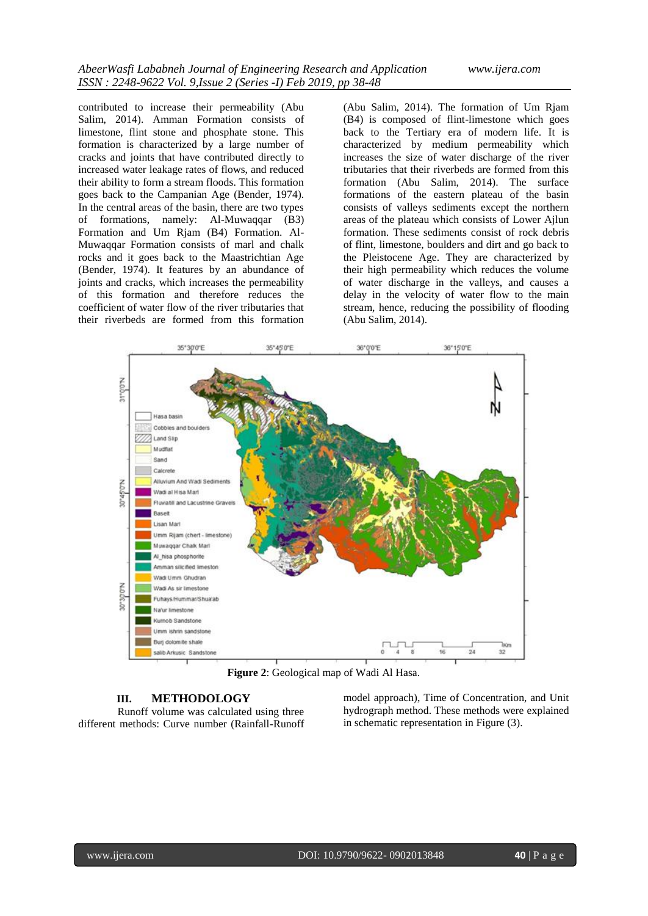contributed to increase their permeability (Abu Salim, 2014). Amman Formation consists of limestone, flint stone and phosphate stone. This formation is characterized by a large number of cracks and joints that have contributed directly to increased water leakage rates of flows, and reduced their ability to form a stream floods. This formation goes back to the Campanian Age (Bender, 1974). In the central areas of the basin, there are two types of formations, namely: Al-Muwaqqar (B3) Formation and Um Rjam (B4) Formation. Al-Muwaqqar Formation consists of marl and chalk rocks and it goes back to the Maastrichtian Age (Bender, 1974). It features by an abundance of joints and cracks, which increases the permeability of this formation and therefore reduces the coefficient of water flow of the river tributaries that their riverbeds are formed from this formation (Abu Salim, 2014). The formation of Um Rjam (B4) is composed of flint-limestone which goes back to the Tertiary era of modern life. It is characterized by medium permeability which increases the size of water discharge of the river tributaries that their riverbeds are formed from this formation (Abu Salim, 2014). The surface formations of the eastern plateau of the basin consists of valleys sediments except the northern areas of the plateau which consists of Lower Ajlun formation. These sediments consist of rock debris of flint, limestone, boulders and dirt and go back to the Pleistocene Age. They are characterized by their high permeability which reduces the volume of water discharge in the valleys, and causes a delay in the velocity of water flow to the main stream, hence, reducing the possibility of flooding (Abu Salim, 2014).

**Figure 2**: Geological map of Wadi Al Hasa.

## III. METHODOLOGY

Runoff volume was calculated using three different methods: Curve number (Rainfall-Runoff model approach), Time of Concentration, and Unit hydrograph method. These methods were explained in schematic representation in Figure (3).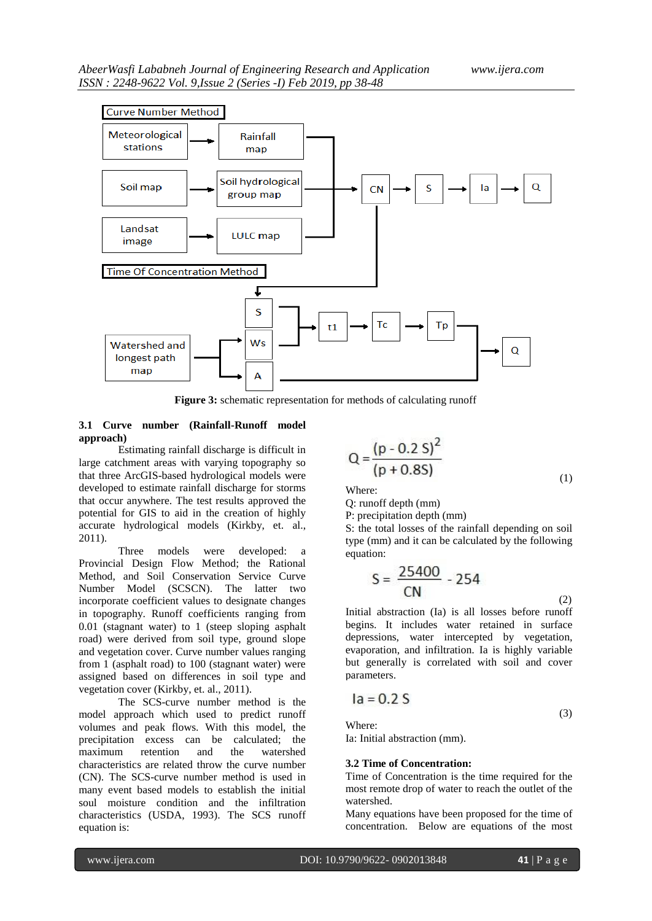Figure 3: schematic representation for methods of calculating runoff

### 3.1 Curve number (Rainfall-Runoff model approach)

Estimating rainfall discharge is difficult in large catchment areas with varying topography so that three ArcGIS-based hydrological models were developed to estimate rainfall discharge for storms that occur anywhere. The test results approved the potential for GIS to aid in the creation of highly accurate hydrological models (Kirkby, et. al., 2011).

Three models were developed: a Provincial Design Flow Method; the Rational Method, and Soil Conservation Service Curve Number Model (SCSCN). The latter two incorporate coefficient values to designate changes in topography. Runoff coefficients ranging from 0.01 (stagnant water) to 1 (steep sloping asphalt road) were derived from soil type, ground slope and vegetation cover. Curve number values ranging from 1 (asphalt road) to 100 (stagnant water) were assigned based on differences in soil type and vegetation cover (Kirkby, et. al., 2011).

The SCS-curve number method is the model approach which used to predict runoff volumes and peak flows. With this model, the precipitation excess can be calculated; the maximum retention and the watershed characteristics are related throw the curve number (CN). The SCS-curve number method is used in many event based models to establish the initial soul moisture condition and the infiltration characteristics (USDA, 1993). The SCS runoff equation is:

$$Q = \frac{(p - 0.2\,S)^2}{(p + 0.8S)} \tag{1}$$

Where:

Q: runoff depth (mm)

P: precipitation depth (mm)

S: the total losses of the rainfall depending on soil type (mm) and it can be calculated by the following equation:

$$S = \frac{25400}{CN} - 254 \tag{2}$$

Initial abstraction (Ia) is all losses before runoff begins. It includes water retained in surface depressions, water intercepted by vegetation, evaporation, and infiltration. Ia is highly variable but generally is correlated with soil and cover parameters.

$$Ia = 0.2\,S \tag{3}$$

Where:

Ia: Initial abstraction (mm).

### 3.2 Time of Concentration:

Time of Concentration is the time required for the most remote drop of water to reach the outlet of the watershed.

Many equations have been proposed for the time of concentration. Below are equations of the most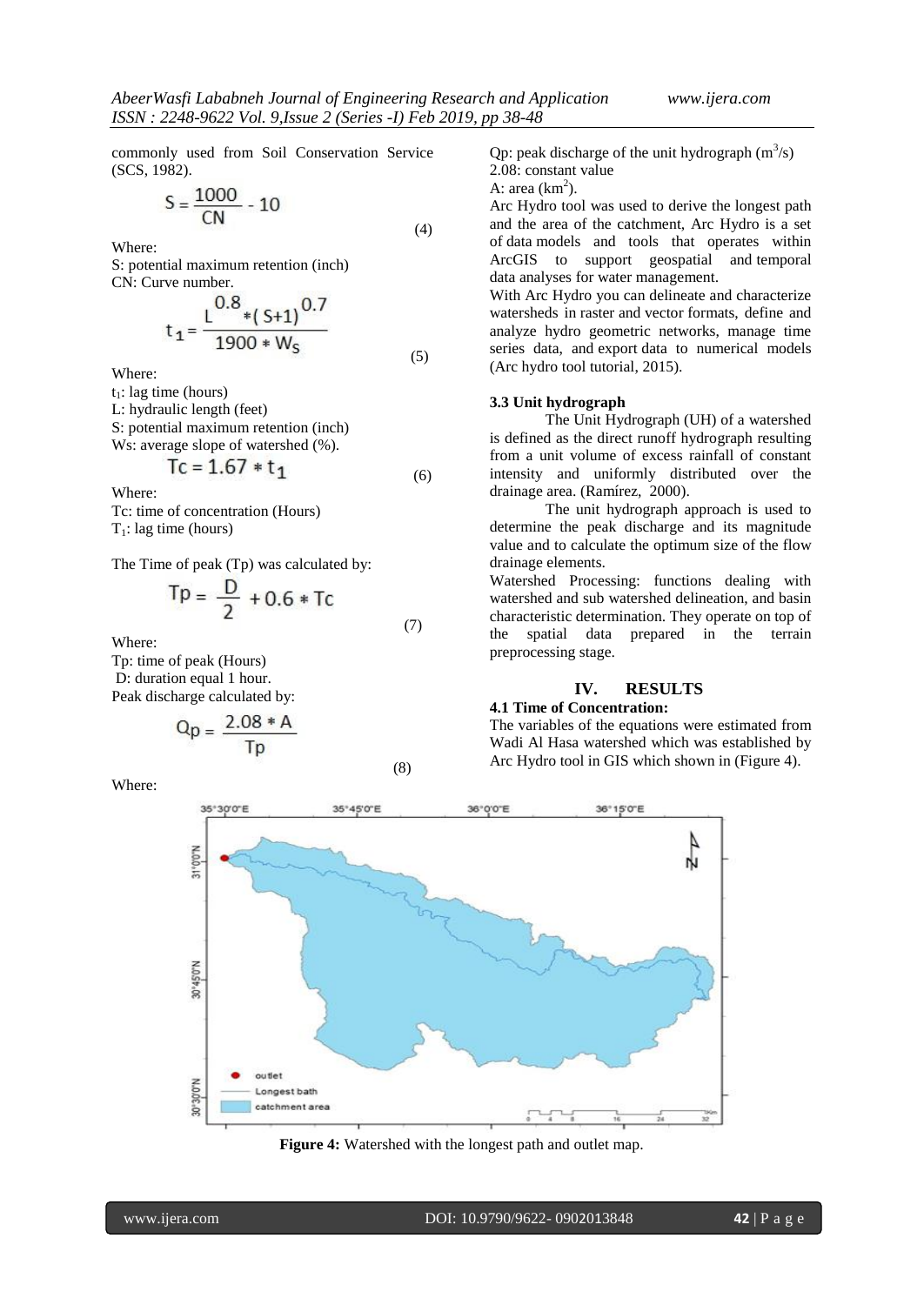commonly used from Soil Conservation Service (SCS, 1982).

$$S = \frac{1000}{CN} - 10 \quad (4)$$

Where:
S: potential maximum retention (inch)
CN: Curve number.

$$t_1 = \frac{L^{0.8} * (S+1)^{0.7}}{1900 * W_S} \quad (5)$$

Where:
$t_1$: lag time (hours)
L: hydraulic length (feet)
S: potential maximum retention (inch)
Ws: average slope of watershed (%).

$$Tc = 1.67 * t_1 \quad (6)$$

Where:
Tc: time of concentration (Hours)
$T_1$: lag time (hours)

The Time of peak (Tp) was calculated by:

$$Tp = \frac{D}{2} + 0.6 * Tc \quad (7)$$

Where:
Tp: time of peak (Hours)
D: duration equal 1 hour.
Peak discharge calculated by:

$$Qp = \frac{2.08 * A}{Tp} \quad (8)$$

Where:
Qp: peak discharge of the unit hydrograph ($m^3/s$)
2.08: constant value
A: area ($km^2$).

Arc Hydro tool was used to derive the longest path and the area of the catchment, Arc Hydro is a set of data models and tools that operates within ArcGIS to support geospatial and temporal data analyses for water management.

With Arc Hydro you can delineate and characterize watersheds in raster and vector formats, define and analyze hydro geometric networks, manage time series data, and export data to numerical models (Arc hydro tool tutorial, 2015).

### 3.3 Unit hydrograph

The Unit Hydrograph (UH) of a watershed is defined as the direct runoff hydrograph resulting from a unit volume of excess rainfall of constant intensity and uniformly distributed over the drainage area. (Ramírez, 2000).

The unit hydrograph approach is used to determine the peak discharge and its magnitude value and to calculate the optimum size of the flow drainage elements.

Watershed Processing: functions dealing with watershed and sub watershed delineation, and basin characteristic determination. They operate on top of the spatial data prepared in the terrain preprocessing stage.

## IV. RESULTS

### 4.1 Time of Concentration:

The variables of the equations were estimated from Wadi Al Hasa watershed which was established by Arc Hydro tool in GIS which shown in (Figure 4).

**Figure 4:** Watershed with the longest path and outlet map.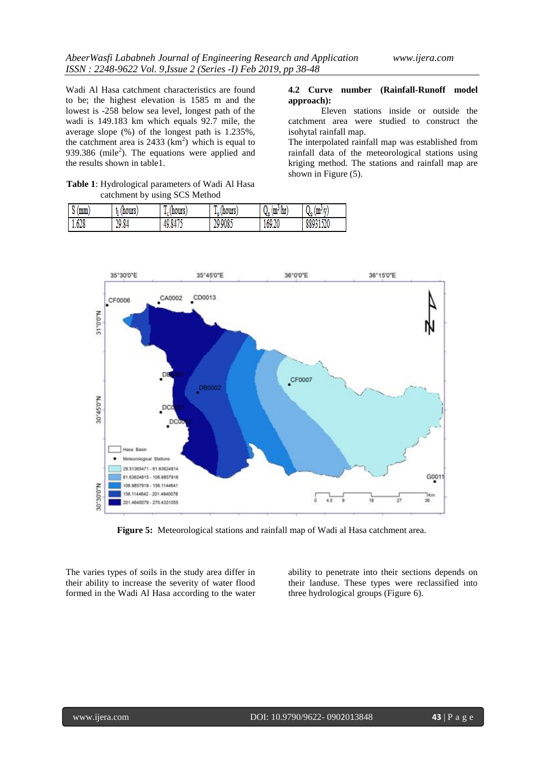Wadi Al Hasa catchment characteristics are found to be; the highest elevation is 1585 m and the lowest is -258 below sea level, longest path of the wadi is 149.183 km which equals 92.7 mile, the average slope (%) of the longest path is 1.235%, the catchment area is 2433 ($km^2$) which is equal to 939.386 ($mile^2$). The equations were applied and the results shown in table1.

**Table 1**: Hydrological parameters of Wadi Al Hasa catchment by using SCS Method

| S (mm) | $t_l$ (hours) | $T_c$ (hours) | $T_p$ (hours) | $Q_p$ ($m^3$/hr) | $Q_p$ ($m^3$/y) |
|---|---|---|---|---|---|
| 1.628 | 29.84 | 49.8475 | 29.9085 | 169.20 | 88931520 |

**4.2 Curve number (Rainfall-Runoff model approach):**

Eleven stations inside or outside the catchment area were studied to construct the isohytal rainfall map.

The interpolated rainfall map was established from rainfall data of the meteorological stations using kriging method. The stations and rainfall map are shown in Figure (5).

**Figure 5:** Meteorological stations and rainfall map of Wadi al Hasa catchment area.

The varies types of soils in the study area differ in their ability to increase the severity of water flood formed in the Wadi Al Hasa according to the water ability to penetrate into their sections depends on their landuse. These types were reclassified into three hydrological groups (Figure 6).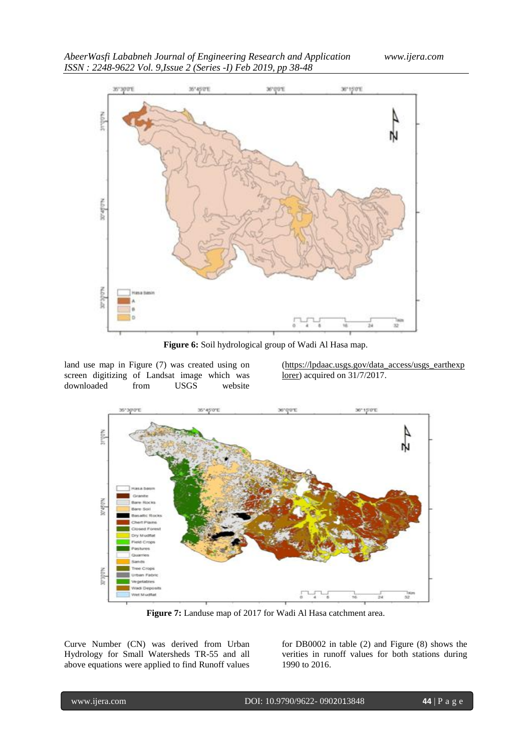**Figure 6:** Soil hydrological group of Wadi Al Hasa map.

land use map in Figure (7) was created using on screen digitizing of Landsat image which was downloaded from USGS website (https://lpdaac.usgs.gov/data_access/usgs_earthexplorer) acquired on 31/7/2017.

**Figure 7:** Landuse map of 2017 for Wadi Al Hasa catchment area.

Curve Number (CN) was derived from Urban Hydrology for Small Watersheds TR-55 and all above equations were applied to find Runoff values for DB0002 in table (2) and Figure (8) shows the verities in runoff values for both stations during 1990 to 2016.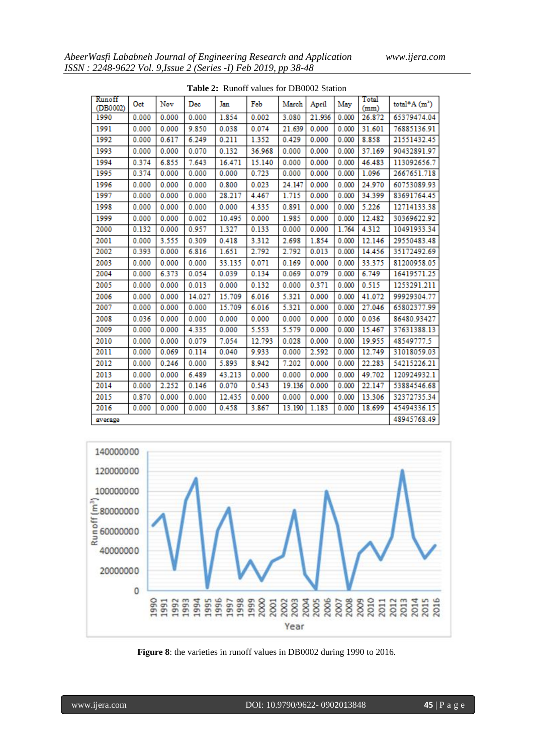**Table 2:** Runoff values for DB0002 Station

| Runoff (DB0002) | Oct | Nov | Dec | Jan | Feb | March | April | May | Total (mm) | total*A ($m^3$) |
|---|---|---|---|---|---|---|---|---|---|---|
| 1990 | 0.000 | 0.000 | 0.000 | 1.854 | 0.002 | 3.080 | 21.936 | 0.000 | 26.872 | 65379474.04 |
| 1991 | 0.000 | 0.000 | 9.850 | 0.038 | 0.074 | 21.639 | 0.000 | 0.000 | 31.601 | 76885136.91 |
| 1992 | 0.000 | 0.617 | 6.249 | 0.211 | 1.352 | 0.429 | 0.000 | 0.000 | 8.858 | 21551432.45 |
| 1993 | 0.000 | 0.000 | 0.070 | 0.132 | 36.968 | 0.000 | 0.000 | 0.000 | 37.169 | 90432891.97 |
| 1994 | 0.374 | 6.855 | 7.643 | 16.471 | 15.140 | 0.000 | 0.000 | 0.000 | 46.483 | 113092656.7 |
| 1995 | 0.374 | 0.000 | 0.000 | 0.000 | 0.723 | 0.000 | 0.000 | 0.000 | 1.096 | 2667651.718 |
| 1996 | 0.000 | 0.000 | 0.000 | 0.800 | 0.023 | 24.147 | 0.000 | 0.000 | 24.970 | 60753089.93 |
| 1997 | 0.000 | 0.000 | 0.000 | 28.217 | 4.467 | 1.715 | 0.000 | 0.000 | 34.399 | 83691764.45 |
| 1998 | 0.000 | 0.000 | 0.000 | 0.000 | 4.335 | 0.891 | 0.000 | 0.000 | 5.226 | 12714133.38 |
| 1999 | 0.000 | 0.000 | 0.002 | 10.495 | 0.000 | 1.985 | 0.000 | 0.000 | 12.482 | 30369622.92 |
| 2000 | 0.132 | 0.000 | 0.957 | 1.327 | 0.133 | 0.000 | 0.000 | 1.764 | 4.312 | 10491933.34 |
| 2001 | 0.000 | 3.555 | 0.309 | 0.418 | 3.312 | 2.698 | 1.854 | 0.000 | 12.146 | 29550483.48 |
| 2002 | 0.393 | 0.000 | 6.816 | 1.651 | 2.792 | 2.792 | 0.013 | 0.000 | 14.456 | 35172492.69 |
| 2003 | 0.000 | 0.000 | 0.000 | 33.135 | 0.071 | 0.169 | 0.000 | 0.000 | 33.375 | 81200958.05 |
| 2004 | 0.000 | 6.373 | 0.054 | 0.039 | 0.134 | 0.069 | 0.079 | 0.000 | 6.749 | 16419571.25 |
| 2005 | 0.000 | 0.000 | 0.013 | 0.000 | 0.132 | 0.000 | 0.371 | 0.000 | 0.515 | 1253291.211 |
| 2006 | 0.000 | 0.000 | 14.027 | 15.709 | 6.016 | 5.321 | 0.000 | 0.000 | 41.072 | 99929304.77 |
| 2007 | 0.000 | 0.000 | 0.000 | 15.709 | 6.016 | 5.321 | 0.000 | 0.000 | 27.046 | 65802377.99 |
| 2008 | 0.036 | 0.000 | 0.000 | 0.000 | 0.000 | 0.000 | 0.000 | 0.000 | 0.036 | 86480.93427 |
| 2009 | 0.000 | 0.000 | 4.335 | 0.000 | 5.553 | 5.579 | 0.000 | 0.000 | 15.467 | 37631388.13 |
| 2010 | 0.000 | 0.000 | 0.079 | 7.054 | 12.793 | 0.028 | 0.000 | 0.000 | 19.955 | 48549777.5 |
| 2011 | 0.000 | 0.069 | 0.114 | 0.040 | 9.933 | 0.000 | 2.592 | 0.000 | 12.749 | 31018059.03 |
| 2012 | 0.000 | 0.246 | 0.000 | 5.893 | 8.942 | 7.202 | 0.000 | 0.000 | 22.283 | 54215226.21 |
| 2013 | 0.000 | 0.000 | 6.489 | 43.213 | 0.000 | 0.000 | 0.000 | 0.000 | 49.702 | 120924932.1 |
| 2014 | 0.000 | 2.252 | 0.146 | 0.070 | 0.543 | 19.136 | 0.000 | 0.000 | 22.147 | 53884546.68 |
| 2015 | 0.870 | 0.000 | 0.000 | 12.435 | 0.000 | 0.000 | 0.000 | 0.000 | 13.306 | 32372735.34 |
| 2016 | 0.000 | 0.000 | 0.000 | 0.458 | 3.867 | 13.190 | 1.183 | 0.000 | 18.699 | 45494336.15 |
| average | | | | | | | | | | 48945768.49 |

**Figure 8**: the varieties in runoff values in DB0002 during 1990 to 2016.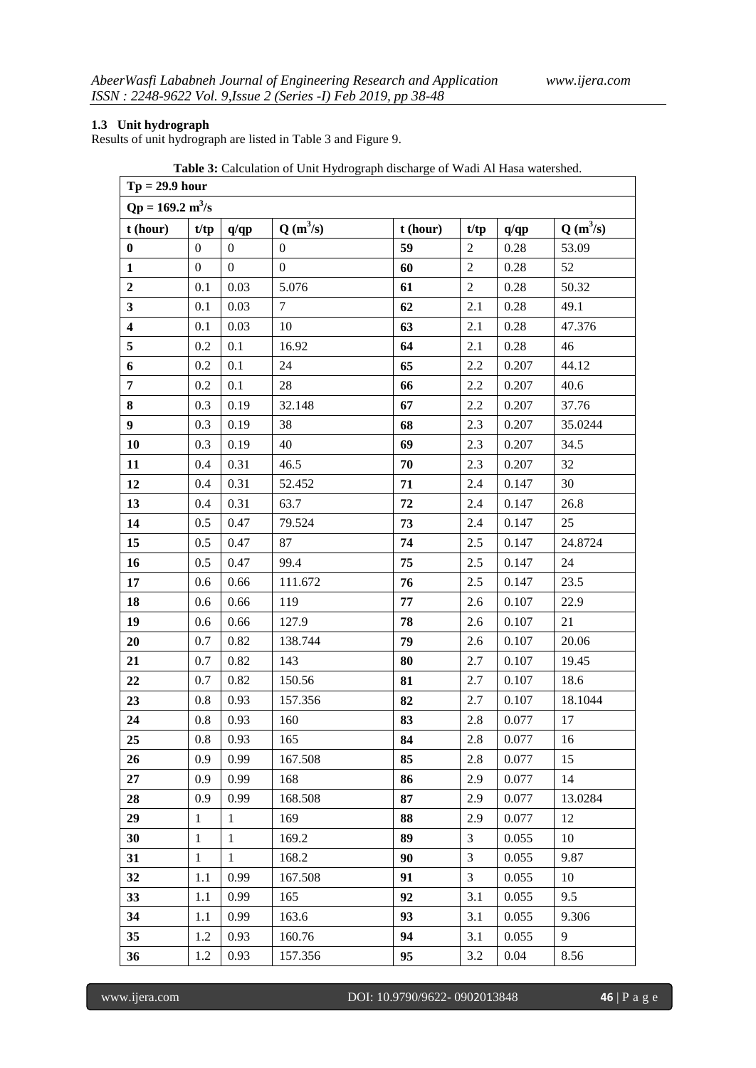### 1.3 Unit hydrograph

Results of unit hydrograph are listed in Table 3 and Figure 9.

**Table 3:** Calculation of Unit Hydrograph discharge of Wadi Al Hasa watershed.

| **Tp = 29.9 hour** | | | | | | | |
|---|---|---|---|---|---|---|---|
| **Qp = 169.2 m$^3$/s** | | | | | | | |
| **t (hour)** | **t/tp** | **q/qp** | **Q (m$^3$/s)** | **t (hour)** | **t/tp** | **q/qp** | **Q (m$^3$/s)** |
| **0** | 0 | 0 | 0 | **59** | 2 | 0.28 | 53.09 |
| **1** | 0 | 0 | 0 | **60** | 2 | 0.28 | 52 |
| **2** | 0.1 | 0.03 | 5.076 | **61** | 2 | 0.28 | 50.32 |
| **3** | 0.1 | 0.03 | 7 | **62** | 2.1 | 0.28 | 49.1 |
| **4** | 0.1 | 0.03 | 10 | **63** | 2.1 | 0.28 | 47.376 |
| **5** | 0.2 | 0.1 | 16.92 | **64** | 2.1 | 0.28 | 46 |
| **6** | 0.2 | 0.1 | 24 | **65** | 2.2 | 0.207 | 44.12 |
| **7** | 0.2 | 0.1 | 28 | **66** | 2.2 | 0.207 | 40.6 |
| **8** | 0.3 | 0.19 | 32.148 | **67** | 2.2 | 0.207 | 37.76 |
| **9** | 0.3 | 0.19 | 38 | **68** | 2.3 | 0.207 | 35.0244 |
| **10** | 0.3 | 0.19 | 40 | **69** | 2.3 | 0.207 | 34.5 |
| **11** | 0.4 | 0.31 | 46.5 | **70** | 2.3 | 0.207 | 32 |
| **12** | 0.4 | 0.31 | 52.452 | **71** | 2.4 | 0.147 | 30 |
| **13** | 0.4 | 0.31 | 63.7 | **72** | 2.4 | 0.147 | 26.8 |
| **14** | 0.5 | 0.47 | 79.524 | **73** | 2.4 | 0.147 | 25 |
| **15** | 0.5 | 0.47 | 87 | **74** | 2.5 | 0.147 | 24.8724 |
| **16** | 0.5 | 0.47 | 99.4 | **75** | 2.5 | 0.147 | 24 |
| **17** | 0.6 | 0.66 | 111.672 | **76** | 2.5 | 0.147 | 23.5 |
| **18** | 0.6 | 0.66 | 119 | **77** | 2.6 | 0.107 | 22.9 |
| **19** | 0.6 | 0.66 | 127.9 | **78** | 2.6 | 0.107 | 21 |
| **20** | 0.7 | 0.82 | 138.744 | **79** | 2.6 | 0.107 | 20.06 |
| **21** | 0.7 | 0.82 | 143 | **80** | 2.7 | 0.107 | 19.45 |
| **22** | 0.7 | 0.82 | 150.56 | **81** | 2.7 | 0.107 | 18.6 |
| **23** | 0.8 | 0.93 | 157.356 | **82** | 2.7 | 0.107 | 18.1044 |
| **24** | 0.8 | 0.93 | 160 | **83** | 2.8 | 0.077 | 17 |
| **25** | 0.8 | 0.93 | 165 | **84** | 2.8 | 0.077 | 16 |
| **26** | 0.9 | 0.99 | 167.508 | **85** | 2.8 | 0.077 | 15 |
| **27** | 0.9 | 0.99 | 168 | **86** | 2.9 | 0.077 | 14 |
| **28** | 0.9 | 0.99 | 168.508 | **87** | 2.9 | 0.077 | 13.0284 |
| **29** | 1 | 1 | 169 | **88** | 2.9 | 0.077 | 12 |
| **30** | 1 | 1 | 169.2 | **89** | 3 | 0.055 | 10 |
| **31** | 1 | 1 | 168.2 | **90** | 3 | 0.055 | 9.87 |
| **32** | 1.1 | 0.99 | 167.508 | **91** | 3 | 0.055 | 10 |
| **33** | 1.1 | 0.99 | 165 | **92** | 3.1 | 0.055 | 9.5 |
| **34** | 1.1 | 0.99 | 163.6 | **93** | 3.1 | 0.055 | 9.306 |
| **35** | 1.2 | 0.93 | 160.76 | **94** | 3.1 | 0.055 | 9 |
| **36** | 1.2 | 0.93 | 157.356 | **95** | 3.2 | 0.04 | 8.56 |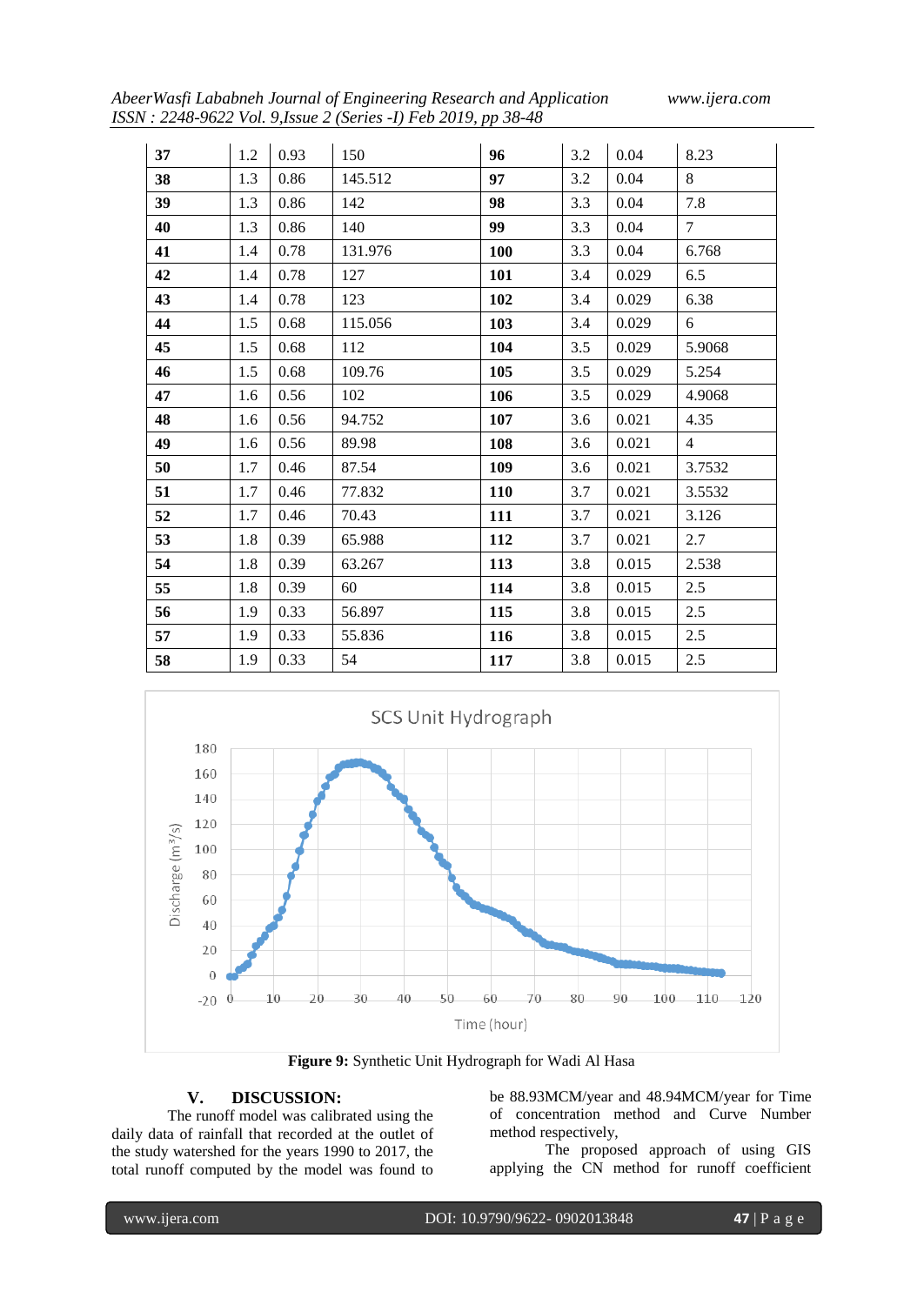| 37 | 1.2 | 0.93 | 150 | 96 | 3.2 | 0.04 | 8.23 |
|---|---|---|---|---|---|---|---|
| 38 | 1.3 | 0.86 | 145.512 | 97 | 3.2 | 0.04 | 8 |
| 39 | 1.3 | 0.86 | 142 | 98 | 3.3 | 0.04 | 7.8 |
| 40 | 1.3 | 0.86 | 140 | 99 | 3.3 | 0.04 | 7 |
| 41 | 1.4 | 0.78 | 131.976 | 100 | 3.3 | 0.04 | 6.768 |
| 42 | 1.4 | 0.78 | 127 | 101 | 3.4 | 0.029 | 6.5 |
| 43 | 1.4 | 0.78 | 123 | 102 | 3.4 | 0.029 | 6.38 |
| 44 | 1.5 | 0.68 | 115.056 | 103 | 3.4 | 0.029 | 6 |
| 45 | 1.5 | 0.68 | 112 | 104 | 3.5 | 0.029 | 5.9068 |
| 46 | 1.5 | 0.68 | 109.76 | 105 | 3.5 | 0.029 | 5.254 |
| 47 | 1.6 | 0.56 | 102 | 106 | 3.5 | 0.029 | 4.9068 |
| 48 | 1.6 | 0.56 | 94.752 | 107 | 3.6 | 0.021 | 4.35 |
| 49 | 1.6 | 0.56 | 89.98 | 108 | 3.6 | 0.021 | 4 |
| 50 | 1.7 | 0.46 | 87.54 | 109 | 3.6 | 0.021 | 3.7532 |
| 51 | 1.7 | 0.46 | 77.832 | 110 | 3.7 | 0.021 | 3.5532 |
| 52 | 1.7 | 0.46 | 70.43 | 111 | 3.7 | 0.021 | 3.126 |
| 53 | 1.8 | 0.39 | 65.988 | 112 | 3.7 | 0.021 | 2.7 |
| 54 | 1.8 | 0.39 | 63.267 | 113 | 3.8 | 0.015 | 2.538 |
| 55 | 1.8 | 0.39 | 60 | 114 | 3.8 | 0.015 | 2.5 |
| 56 | 1.9 | 0.33 | 56.897 | 115 | 3.8 | 0.015 | 2.5 |
| 57 | 1.9 | 0.33 | 55.836 | 116 | 3.8 | 0.015 | 2.5 |
| 58 | 1.9 | 0.33 | 54 | 117 | 3.8 | 0.015 | 2.5 |

**Figure 9:** Synthetic Unit Hydrograph for Wadi Al Hasa

## V. DISCUSSION:

The runoff model was calibrated using the daily data of rainfall that recorded at the outlet of the study watershed for the years 1990 to 2017, the total runoff computed by the model was found to be 88.93MCM/year and 48.94MCM/year for Time of concentration method and Curve Number method respectively,

The proposed approach of using GIS applying the CN method for runoff coefficient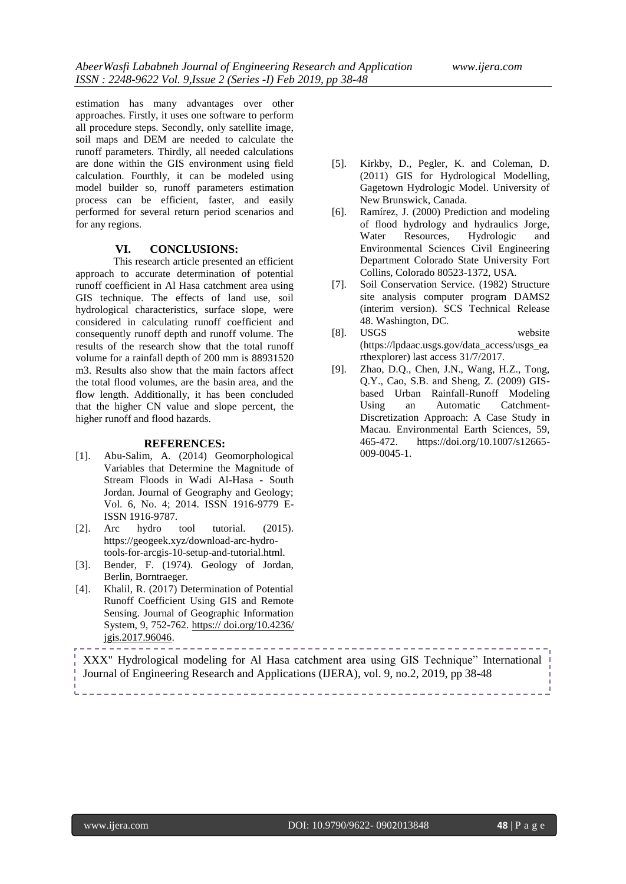estimation has many advantages over other approaches. Firstly, it uses one software to perform all procedure steps. Secondly, only satellite image, soil maps and DEM are needed to calculate the runoff parameters. Thirdly, all needed calculations are done within the GIS environment using field calculation. Fourthly, it can be modeled using model builder so, runoff parameters estimation process can be efficient, faster, and easily performed for several return period scenarios and for any regions.

## VI. CONCLUSIONS:

This research article presented an efficient approach to accurate determination of potential runoff coefficient in Al Hasa catchment area using GIS technique. The effects of land use, soil hydrological characteristics, surface slope, were considered in calculating runoff coefficient and consequently runoff depth and runoff volume. The results of the research show that the total runoff volume for a rainfall depth of 200 mm is 88931520 m3. Results also show that the main factors affect the total flood volumes, are the basin area, and the flow length. Additionally, it has been concluded that the higher CN value and slope percent, the higher runoff and flood hazards.

## REFERENCES:

[1]. Abu-Salim, A. (2014) Geomorphological Variables that Determine the Magnitude of Stream Floods in Wadi Al-Hasa - South Jordan. Journal of Geography and Geology; Vol. 6, No. 4; 2014. ISSN 1916-9779 E-ISSN 1916-9787.

[2]. Arc hydro tool tutorial. (2015). https://geogeek.xyz/download-arc-hydro-tools-for-arcgis-10-setup-and-tutorial.html.

[3]. Bender, F. (1974). Geology of Jordan, Berlin, Borntraeger.

[4]. Khalil, R. (2017) Determination of Potential Runoff Coefficient Using GIS and Remote Sensing. Journal of Geographic Information System, 9, 752-762. https:// doi.org/10.4236/ jgis.2017.96046.

[5]. Kirkby, D., Pegler, K. and Coleman, D. (2011) GIS for Hydrological Modelling, Gagetown Hydrologic Model. University of New Brunswick, Canada.

[6]. Ramírez, J. (2000) Prediction and modeling of flood hydrology and hydraulics Jorge, Water Resources, Hydrologic and Environmental Sciences Civil Engineering Department Colorado State University Fort Collins, Colorado 80523-1372, USA.

[7]. Soil Conservation Service. (1982) Structure site analysis computer program DAMS2 (interim version). SCS Technical Release 48. Washington, DC.

[8]. USGS website (https://lpdaac.usgs.gov/data_access/usgs_earthexplorer) last access 31/7/2017.

[9]. Zhao, D.Q., Chen, J.N., Wang, H.Z., Tong, Q.Y., Cao, S.B. and Sheng, Z. (2009) GIS-based Urban Rainfall-Runoff Modeling Using an Automatic Catchment-Discretization Approach: A Case Study in Macau. Environmental Earth Sciences, 59, 465-472. https://doi.org/10.1007/s12665-009-0045-1.

XXX" Hydrological modeling for Al Hasa catchment area using GIS Technique" International Journal of Engineering Research and Applications (IJERA), vol. 9, no.2, 2019, pp 38-48